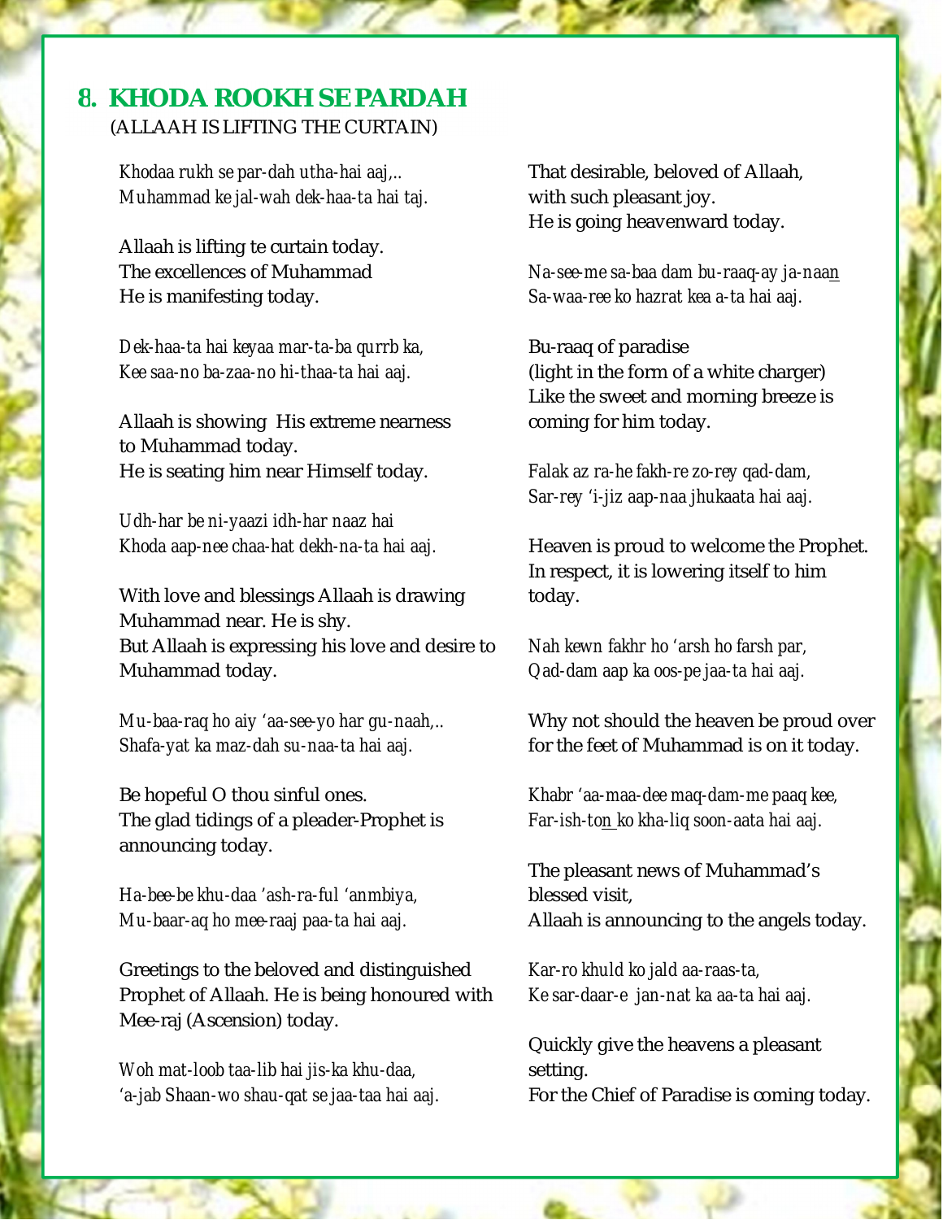## 8. KHODA ROOKH SE PARDAH

(ALLAAH IS LIFTING THE CURTAIN)

*Khodaa rukh se par-dah utha-hai aaj,..*
*Muhammad ke jal-wah dek-haa-ta hai taj.*

Allaah is lifting te curtain today.
The excellences of Muhammad
He is manifesting today.

*Dek-haa-ta hai keyaa mar-ta-ba qurrb ka,*
*Kee saa-no ba-zaa-no hi-thaa-ta hai aaj.*

Allaah is showing His extreme nearness
to Muhammad today.
He is seating him near Himself today.

*Udh-har be ni-yaazi idh-har naaz hai*
*Khoda aap-nee chaa-hat dekh-na-ta hai aaj.*

With love and blessings Allaah is drawing
Muhammad near. He is shy.
But Allaah is expressing his love and desire to
Muhammad today.

*Mu-baa-raq ho aiy 'aa-see-yo har gu-naah,..*
*Shafa-yat ka maz-dah su-naa-ta hai aaj.*

Be hopeful O thou sinful ones.
The glad tidings of a pleader-Prophet is
announcing today.

*Ha-bee-be khu-daa 'ash-ra-ful 'anmbiya,*
*Mu-baar-aq ho mee-raaj paa-ta hai aaj.*

Greetings to the beloved and distinguished
Prophet of Allaah. He is being honoured with
Mee-raj (Ascension) today.

*Woh mat-loob taa-lib hai jis-ka khu-daa,*
*'a-jab Shaan-wo shau-qat se jaa-taa hai aaj.*

That desirable, beloved of Allaah,
with such pleasant joy.
He is going heavenward today.

*Na-see-me sa-baa dam bu-raaq-ay ja-naan*
*Sa-waa-ree ko hazrat kea a-ta hai aaj.*

Bu-raaq of paradise
(light in the form of a white charger)
Like the sweet and morning breeze is
coming for him today.

*Falak az ra-he fakh-re zo-rey qad-dam,*
*Sar-rey 'i-jiz aap-naa jhukaata hai aaj.*

Heaven is proud to welcome the Prophet.
In respect, it is lowering itself to him
today.

*Nah kewn fakhr ho 'arsh ho farsh par,*
*Qad-dam aap ka oos-pe jaa-ta hai aaj.*

Why not should the heaven be proud over
for the feet of Muhammad is on it today.

*Khabr 'aa-maa-dee maq-dam-me paaq kee,*
*Far-ish-ton ko kha-liq soon-aata hai aaj.*

The pleasant news of Muhammad's
blessed visit,
Allaah is announcing to the angels today.

*Kar-ro khuld ko jald aa-raas-ta,*
*Ke sar-daar-e jan-nat ka aa-ta hai aaj.*

Quickly give the heavens a pleasant
setting.
For the Chief of Paradise is coming today.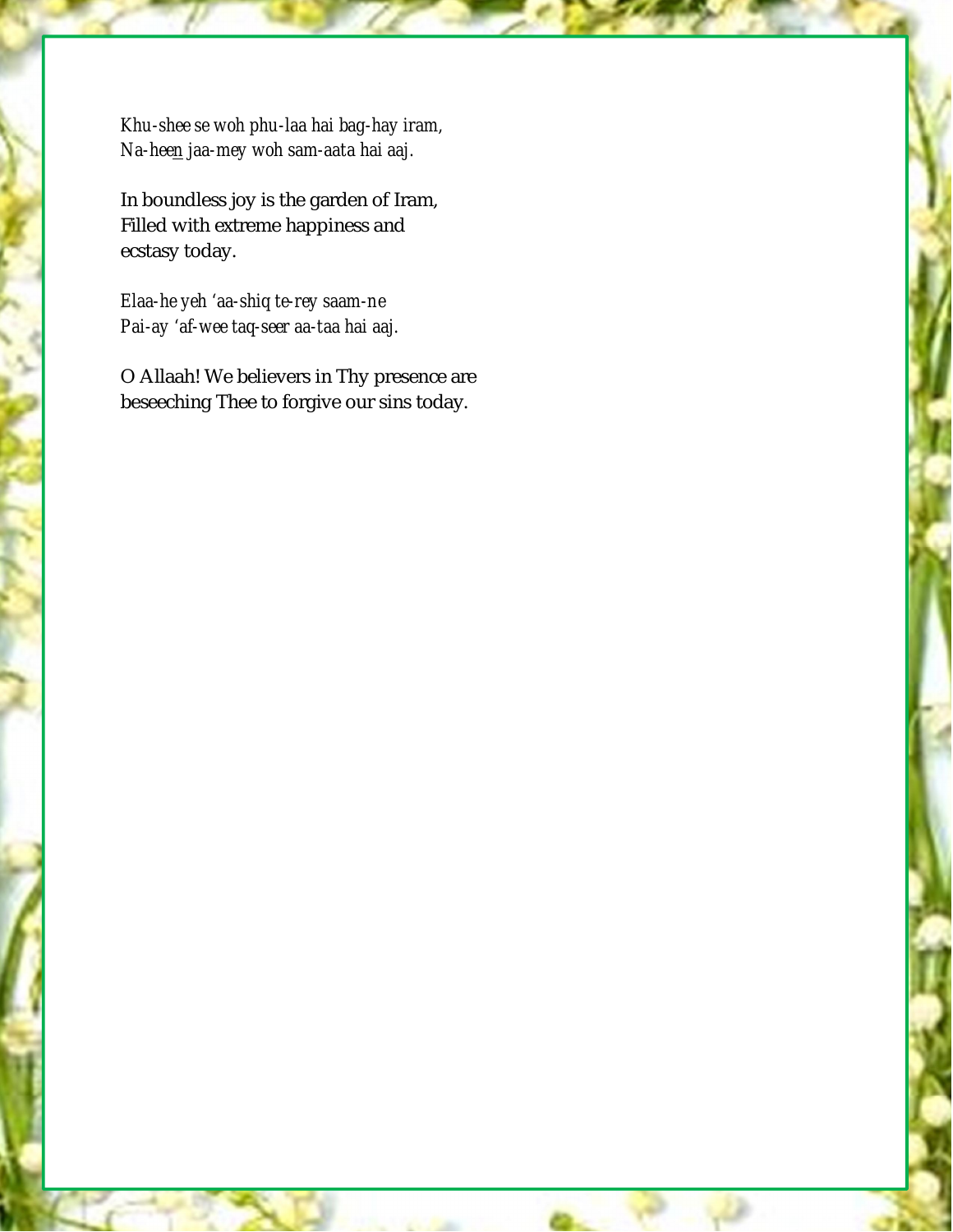*Khu-shee se woh phu-laa hai bag-hay iram,*
*Na-heen jaa-mey woh sam-aata hai aaj.*

In boundless joy is the garden of Iram,
Filled with extreme happiness and
ecstasy today.

*Elaa-he yeh 'aa-shiq te-rey saam-ne*
*Pai-ay 'af-wee taq-seer aa-taa hai aaj.*

O Allaah! We believers in Thy presence are
beseeching Thee to forgive our sins today.